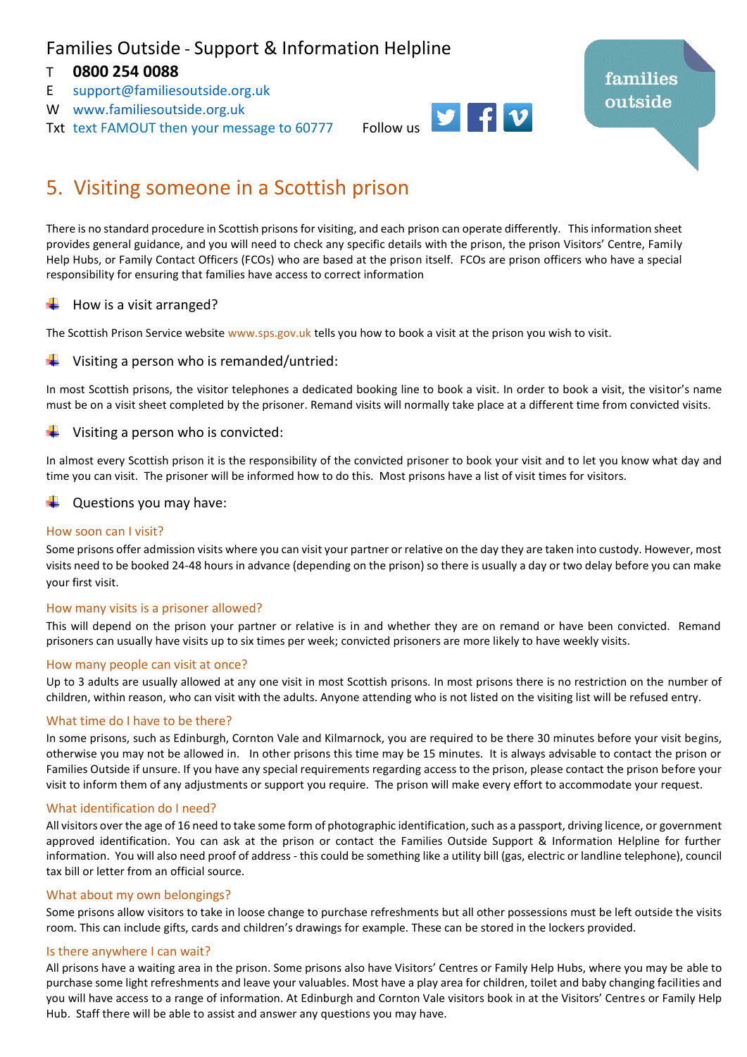Families Outside - Support & Information Helpline

T **0800 254 0088**
E support@familiesoutside.org.uk
W www.familiesoutside.org.uk
Txt text FAMOUT then your message to 60777 Follow us

families outside

# 5. Visiting someone in a Scottish prison

There is no standard procedure in Scottish prisons for visiting, and each prison can operate differently. This information sheet provides general guidance, and you will need to check any specific details with the prison, the prison Visitors' Centre, Family Help Hubs, or Family Contact Officers (FCOs) who are based at the prison itself. FCOs are prison officers who have a special responsibility for ensuring that families have access to correct information

## How is a visit arranged?

The Scottish Prison Service website www.sps.gov.uk tells you how to book a visit at the prison you wish to visit.

## Visiting a person who is remanded/untried:

In most Scottish prisons, the visitor telephones a dedicated booking line to book a visit. In order to book a visit, the visitor's name must be on a visit sheet completed by the prisoner. Remand visits will normally take place at a different time from convicted visits.

## Visiting a person who is convicted:

In almost every Scottish prison it is the responsibility of the convicted prisoner to book your visit and to let you know what day and time you can visit. The prisoner will be informed how to do this. Most prisons have a list of visit times for visitors.

## Questions you may have:

### How soon can I visit?

Some prisons offer admission visits where you can visit your partner or relative on the day they are taken into custody. However, most visits need to be booked 24-48 hours in advance (depending on the prison) so there is usually a day or two delay before you can make your first visit.

### How many visits is a prisoner allowed?

This will depend on the prison your partner or relative is in and whether they are on remand or have been convicted. Remand prisoners can usually have visits up to six times per week; convicted prisoners are more likely to have weekly visits.

### How many people can visit at once?

Up to 3 adults are usually allowed at any one visit in most Scottish prisons. In most prisons there is no restriction on the number of children, within reason, who can visit with the adults. Anyone attending who is not listed on the visiting list will be refused entry.

### What time do I have to be there?

In some prisons, such as Edinburgh, Cornton Vale and Kilmarnock, you are required to be there 30 minutes before your visit begins, otherwise you may not be allowed in. In other prisons this time may be 15 minutes. It is always advisable to contact the prison or Families Outside if unsure. If you have any special requirements regarding access to the prison, please contact the prison before your visit to inform them of any adjustments or support you require. The prison will make every effort to accommodate your request.

### What identification do I need?

All visitors over the age of 16 need to take some form of photographic identification, such as a passport, driving licence, or government approved identification. You can ask at the prison or contact the Families Outside Support & Information Helpline for further information. You will also need proof of address - this could be something like a utility bill (gas, electric or landline telephone), council tax bill or letter from an official source.

### What about my own belongings?

Some prisons allow visitors to take in loose change to purchase refreshments but all other possessions must be left outside the visits room. This can include gifts, cards and children's drawings for example. These can be stored in the lockers provided.

### Is there anywhere I can wait?

All prisons have a waiting area in the prison. Some prisons also have Visitors' Centres or Family Help Hubs, where you may be able to purchase some light refreshments and leave your valuables. Most have a play area for children, toilet and baby changing facilities and you will have access to a range of information. At Edinburgh and Cornton Vale visitors book in at the Visitors' Centres or Family Help Hub. Staff there will be able to assist and answer any questions you may have.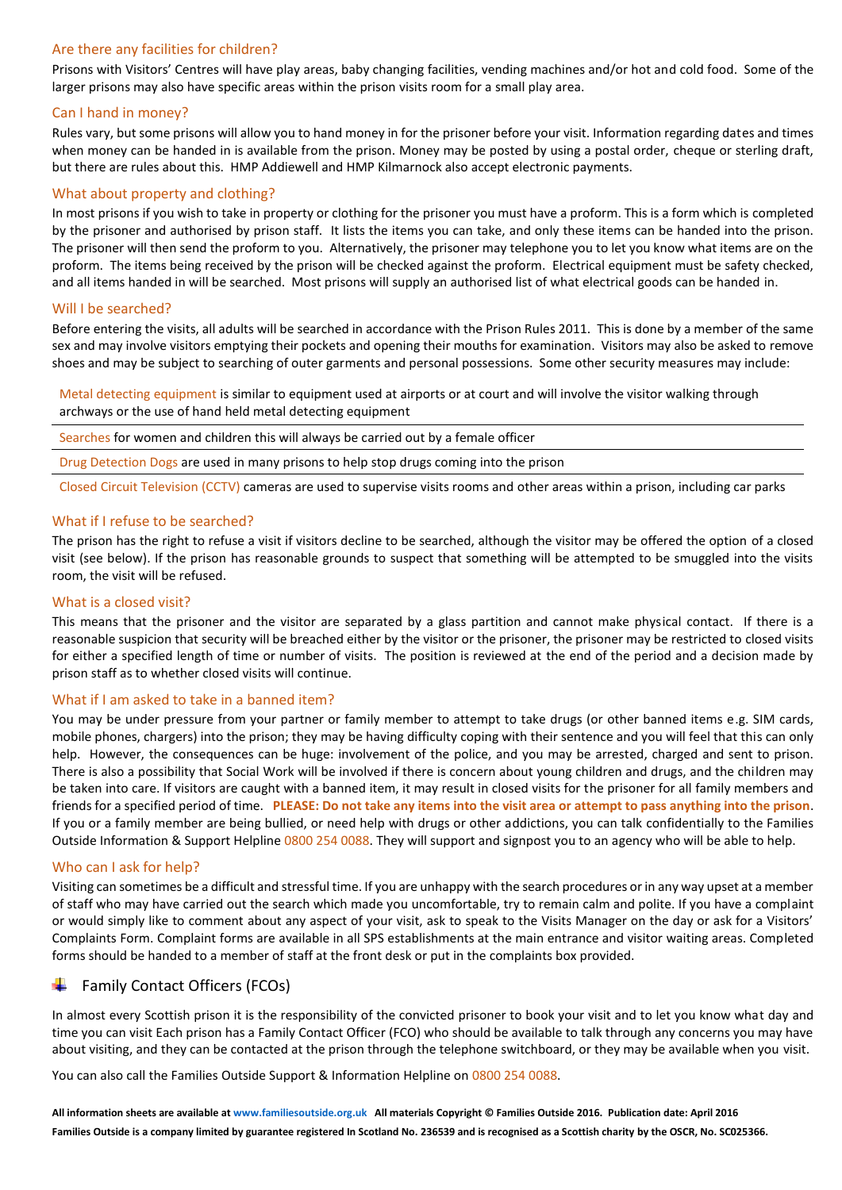## Are there any facilities for children?

Prisons with Visitors' Centres will have play areas, baby changing facilities, vending machines and/or hot and cold food. Some of the larger prisons may also have specific areas within the prison visits room for a small play area.

## Can I hand in money?

Rules vary, but some prisons will allow you to hand money in for the prisoner before your visit. Information regarding dates and times when money can be handed in is available from the prison. Money may be posted by using a postal order, cheque or sterling draft, but there are rules about this. HMP Addiewell and HMP Kilmarnock also accept electronic payments.

## What about property and clothing?

In most prisons if you wish to take in property or clothing for the prisoner you must have a proform. This is a form which is completed by the prisoner and authorised by prison staff. It lists the items you can take, and only these items can be handed into the prison. The prisoner will then send the proform to you. Alternatively, the prisoner may telephone you to let you know what items are on the proform. The items being received by the prison will be checked against the proform. Electrical equipment must be safety checked, and all items handed in will be searched. Most prisons will supply an authorised list of what electrical goods can be handed in.

## Will I be searched?

Before entering the visits, all adults will be searched in accordance with the Prison Rules 2011. This is done by a member of the same sex and may involve visitors emptying their pockets and opening their mouths for examination. Visitors may also be asked to remove shoes and may be subject to searching of outer garments and personal possessions. Some other security measures may include:

Metal detecting equipment is similar to equipment used at airports or at court and will involve the visitor walking through archways or the use of hand held metal detecting equipment

Searches for women and children this will always be carried out by a female officer

Drug Detection Dogs are used in many prisons to help stop drugs coming into the prison

Closed Circuit Television (CCTV) cameras are used to supervise visits rooms and other areas within a prison, including car parks

## What if I refuse to be searched?

The prison has the right to refuse a visit if visitors decline to be searched, although the visitor may be offered the option of a closed visit (see below). If the prison has reasonable grounds to suspect that something will be attempted to be smuggled into the visits room, the visit will be refused.

## What is a closed visit?

This means that the prisoner and the visitor are separated by a glass partition and cannot make physical contact. If there is a reasonable suspicion that security will be breached either by the visitor or the prisoner, the prisoner may be restricted to closed visits for either a specified length of time or number of visits. The position is reviewed at the end of the period and a decision made by prison staff as to whether closed visits will continue.

## What if I am asked to take in a banned item?

You may be under pressure from your partner or family member to attempt to take drugs (or other banned items e.g. SIM cards, mobile phones, chargers) into the prison; they may be having difficulty coping with their sentence and you will feel that this can only help. However, the consequences can be huge: involvement of the police, and you may be arrested, charged and sent to prison. There is also a possibility that Social Work will be involved if there is concern about young children and drugs, and the children may be taken into care. If visitors are caught with a banned item, it may result in closed visits for the prisoner for all family members and friends for a specified period of time. **PLEASE: Do not take any items into the visit area or attempt to pass anything into the prison**. If you or a family member are being bullied, or need help with drugs or other addictions, you can talk confidentially to the Families Outside Information & Support Helpline 0800 254 0088. They will support and signpost you to an agency who will be able to help.

## Who can I ask for help?

Visiting can sometimes be a difficult and stressful time. If you are unhappy with the search procedures or in any way upset at a member of staff who may have carried out the search which made you uncomfortable, try to remain calm and polite. If you have a complaint or would simply like to comment about any aspect of your visit, ask to speak to the Visits Manager on the day or ask for a Visitors' Complaints Form. Complaint forms are available in all SPS establishments at the main entrance and visitor waiting areas. Completed forms should be handed to a member of staff at the front desk or put in the complaints box provided.

## Family Contact Officers (FCOs)

In almost every Scottish prison it is the responsibility of the convicted prisoner to book your visit and to let you know what day and time you can visit Each prison has a Family Contact Officer (FCO) who should be available to talk through any concerns you may have about visiting, and they can be contacted at the prison through the telephone switchboard, or they may be available when you visit.

You can also call the Families Outside Support & Information Helpline on 0800 254 0088.

**All information sheets are available at www.familiesoutside.org.uk All materials Copyright © Families Outside 2016. Publication date: April 2016**

**Families Outside is a company limited by guarantee registered In Scotland No. 236539 and is recognised as a Scottish charity by the OSCR, No. SC025366.**